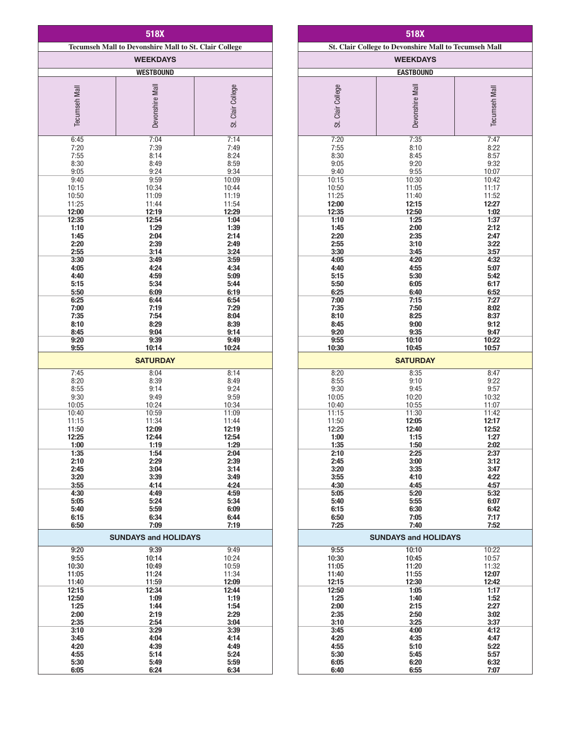## 518X

### Tecumseh Mall to Devonshire Mall to St. Clair College

#### WEEKDAYS — WESTBOUND

| Tecumseh Mall | Devonshire Mall | St. Clair College |
|---|---|---|
| 6:45 | 7:04 | 7:14 |
| 7:20 | 7:39 | 7:49 |
| 7:55 | 8:14 | 8:24 |
| 8:30 | 8:49 | 8:59 |
| 9:05 | 9:24 | 9:34 |
| 9:40 | 9:59 | 10:09 |
| 10:15 | 10:34 | 10:44 |
| 10:50 | 11:09 | 11:19 |
| 11:25 | 11:44 | 11:54 |
| **12:00** | **12:19** | **12:29** |
| **12:35** | **12:54** | **1:04** |
| **1:10** | **1:29** | **1:39** |
| **1:45** | **2:04** | **2:14** |
| **2:20** | **2:39** | **2:49** |
| **2:55** | **3:14** | **3:24** |
| **3:30** | **3:49** | **3:59** |
| **4:05** | **4:24** | **4:34** |
| **4:40** | **4:59** | **5:09** |
| **5:15** | **5:34** | **5:44** |
| **5:50** | **6:09** | **6:19** |
| **6:25** | **6:44** | **6:54** |
| **7:00** | **7:19** | **7:29** |
| **7:35** | **7:54** | **8:04** |
| **8:10** | **8:29** | **8:39** |
| **8:45** | **9:04** | **9:14** |
| **9:20** | **9:39** | **9:49** |
| **9:55** | **10:14** | **10:24** |

#### SATURDAY

| Tecumseh Mall | Devonshire Mall | St. Clair College |
|---|---|---|
| 7:45 | 8:04 | 8:14 |
| 8:20 | 8:39 | 8:49 |
| 8:55 | 9:14 | 9:24 |
| 9:30 | 9:49 | 9:59 |
| 10:05 | 10:24 | 10:34 |
| 10:40 | 10:59 | 11:09 |
| 11:15 | 11:34 | 11:44 |
| 11:50 | **12:09** | **12:19** |
| **12:25** | **12:44** | **12:54** |
| **1:00** | **1:19** | **1:29** |
| **1:35** | **1:54** | **2:04** |
| **2:10** | **2:29** | **2:39** |
| **2:45** | **3:04** | **3:14** |
| **3:20** | **3:39** | **3:49** |
| **3:55** | **4:14** | **4:24** |
| **4:30** | **4:49** | **4:59** |
| **5:05** | **5:24** | **5:34** |
| **5:40** | **5:59** | **6:09** |
| **6:15** | **6:34** | **6:44** |
| **6:50** | **7:09** | **7:19** |

#### SUNDAYS and HOLIDAYS

| Tecumseh Mall | Devonshire Mall | St. Clair College |
|---|---|---|
| 9:20 | 9:39 | 9:49 |
| 9:55 | 10:14 | 10:24 |
| 10:30 | 10:49 | 10:59 |
| 11:05 | 11:24 | 11:34 |
| 11:40 | 11:59 | **12:09** |
| **12:15** | **12:34** | **12:44** |
| **12:50** | **1:09** | **1:19** |
| **1:25** | **1:44** | **1:54** |
| **2:00** | **2:19** | **2:29** |
| **2:35** | **2:54** | **3:04** |
| **3:10** | **3:29** | **3:39** |
| **3:45** | **4:04** | **4:14** |
| **4:20** | **4:39** | **4:49** |
| **4:55** | **5:14** | **5:24** |
| **5:30** | **5:49** | **5:59** |
| **6:05** | **6:24** | **6:34** |

## 518X

### St. Clair College to Devonshire Mall to Tecumseh Mall

#### WEEKDAYS — EASTBOUND

| St. Clair College | Devonshire Mall | Tecumseh Mall |
|---|---|---|
| 7:20 | 7:35 | 7:47 |
| 7:55 | 8:10 | 8:22 |
| 8:30 | 8:45 | 8:57 |
| 9:05 | 9:20 | 9:32 |
| 9:40 | 9:55 | 10:07 |
| 10:15 | 10:30 | 10:42 |
| 10:50 | 11:05 | 11:17 |
| 11:25 | 11:40 | 11:52 |
| **12:00** | **12:15** | **12:27** |
| **12:35** | **12:50** | **1:02** |
| **1:10** | **1:25** | **1:37** |
| **1:45** | **2:00** | **2:12** |
| **2:20** | **2:35** | **2:47** |
| **2:55** | **3:10** | **3:22** |
| **3:30** | **3:45** | **3:57** |
| **4:05** | **4:20** | **4:32** |
| **4:40** | **4:55** | **5:07** |
| **5:15** | **5:30** | **5:42** |
| **5:50** | **6:05** | **6:17** |
| **6:25** | **6:40** | **6:52** |
| **7:00** | **7:15** | **7:27** |
| **7:35** | **7:50** | **8:02** |
| **8:10** | **8:25** | **8:37** |
| **8:45** | **9:00** | **9:12** |
| **9:20** | **9:35** | **9:47** |
| **9:55** | **10:10** | **10:22** |
| **10:30** | **10:45** | **10:57** |

#### SATURDAY

| St. Clair College | Devonshire Mall | Tecumseh Mall |
|---|---|---|
| 8:20 | 8:35 | 8:47 |
| 8:55 | 9:10 | 9:22 |
| 9:30 | 9:45 | 9:57 |
| 10:05 | 10:20 | 10:32 |
| 10:40 | 10:55 | 11:07 |
| 11:15 | 11:30 | 11:42 |
| 11:50 | **12:05** | **12:17** |
| 12:25 | **12:40** | **12:52** |
| **1:00** | **1:15** | **1:27** |
| **1:35** | **1:50** | **2:02** |
| **2:10** | **2:25** | **2:37** |
| **2:45** | **3:00** | **3:12** |
| **3:20** | **3:35** | **3:47** |
| **3:55** | **4:10** | **4:22** |
| **4:30** | **4:45** | **4:57** |
| **5:05** | **5:20** | **5:32** |
| **5:40** | **5:55** | **6:07** |
| **6:15** | **6:30** | **6:42** |
| **6:50** | **7:05** | **7:17** |
| **7:25** | **7:40** | **7:52** |

#### SUNDAYS and HOLIDAYS

| St. Clair College | Devonshire Mall | Tecumseh Mall |
|---|---|---|
| 9:55 | 10:10 | 10:22 |
| 10:30 | 10:45 | 10:57 |
| 11:05 | 11:20 | 11:32 |
| 11:40 | 11:55 | **12:07** |
| **12:15** | **12:30** | **12:42** |
| **12:50** | **1:05** | **1:17** |
| **1:25** | **1:40** | **1:52** |
| **2:00** | **2:15** | **2:27** |
| **2:35** | **2:50** | **3:02** |
| **3:10** | **3:25** | **3:37** |
| **3:45** | **4:00** | **4:12** |
| **4:20** | **4:35** | **4:47** |
| **4:55** | **5:10** | **5:22** |
| **5:30** | **5:45** | **5:57** |
| **6:05** | **6:20** | **6:32** |
| **6:40** | **6:55** | **7:07** |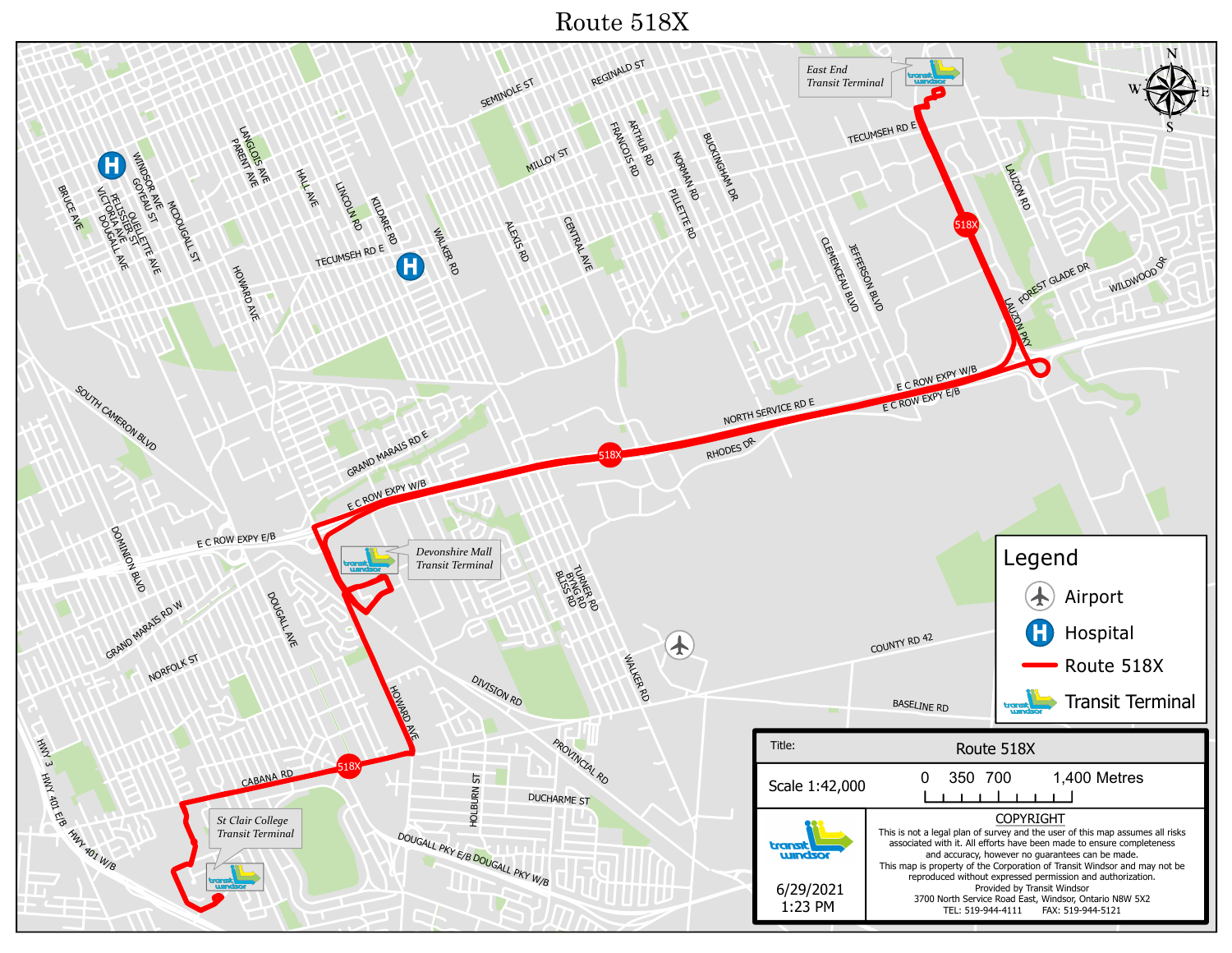# Route 518X

East End Transit Terminal

Devonshire Mall Transit Terminal

St Clair College Transit Terminal

## Legend

- Airport
- Hospital
- Route 518X
- Transit Terminal

Title: Route 518X

Scale 1:42,000

0 350 700 1,400 Metres

6/29/2021
1:23 PM

COPYRIGHT

This is not a legal plan of survey and the user of this map assumes all risks associated with it. All efforts have been made to ensure completeness and accuracy, however no guarantees can be made.
This map is property of the Corporation of Transit Windsor and may not be reproduced without expressed permission and authorization.
Provided by Transit Windsor
3700 North Service Road East, Windsor, Ontario N8W 5X2
TEL: 519-944-4111 FAX: 519-944-5121